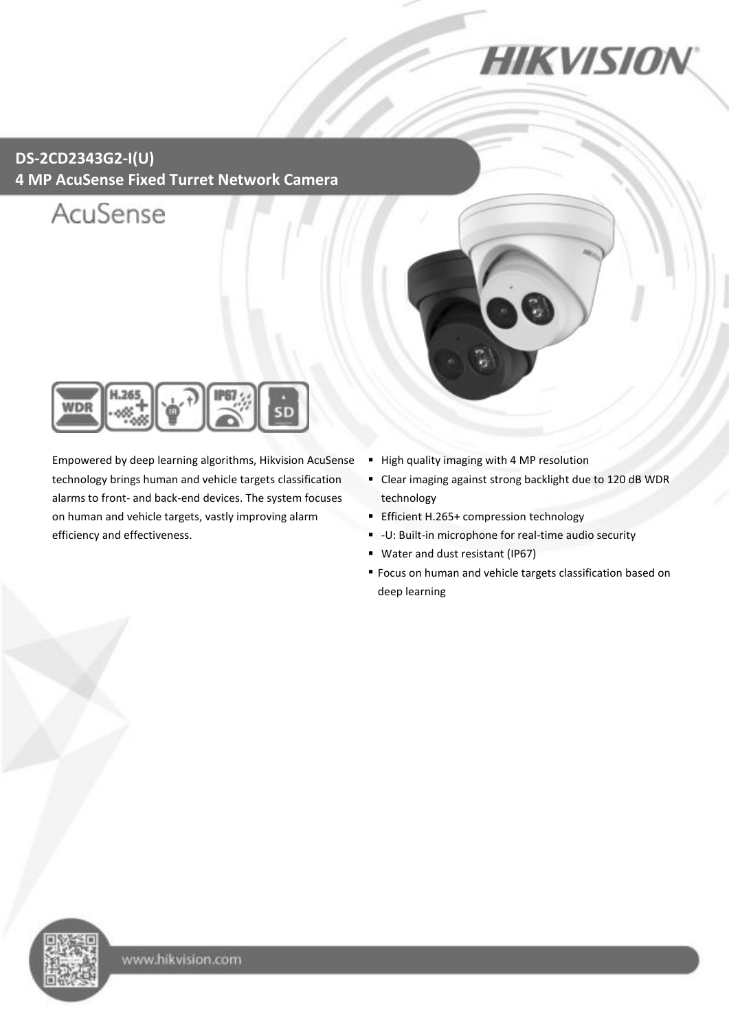# DS-2CD2343G2-I(U)

## 4 MP AcuSense Fixed Turret Network Camera

AcuSense

Empowered by deep learning algorithms, Hikvision AcuSense technology brings human and vehicle targets classification alarms to front- and back-end devices. The system focuses on human and vehicle targets, vastly improving alarm efficiency and effectiveness.

- High quality imaging with 4 MP resolution
- Clear imaging against strong backlight due to 120 dB WDR technology
- Efficient H.265+ compression technology
- -U: Built-in microphone for real-time audio security
- Water and dust resistant (IP67)
- Focus on human and vehicle targets classification based on deep learning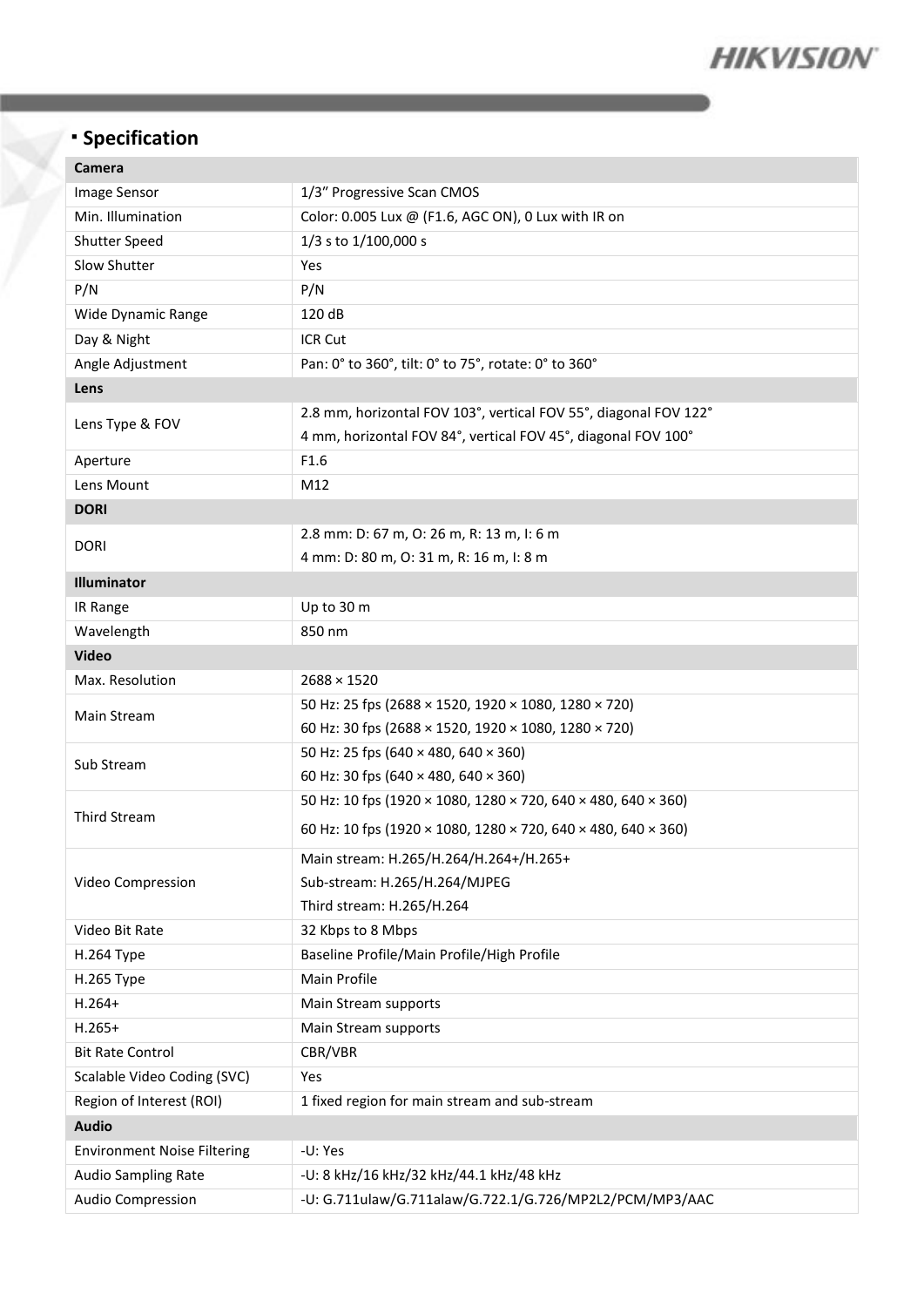## Specification

| Camera | |
|---|---|
| Image Sensor | 1/3" Progressive Scan CMOS |
| Min. Illumination | Color: 0.005 Lux @ (F1.6, AGC ON), 0 Lux with IR on |
| Shutter Speed | 1/3 s to 1/100,000 s |
| Slow Shutter | Yes |
| P/N | P/N |
| Wide Dynamic Range | 120 dB |
| Day & Night | ICR Cut |
| Angle Adjustment | Pan: 0° to 360°, tilt: 0° to 75°, rotate: 0° to 360° |
| **Lens** | |
| Lens Type & FOV | 2.8 mm, horizontal FOV 103°, vertical FOV 55°, diagonal FOV 122°<br>4 mm, horizontal FOV 84°, vertical FOV 45°, diagonal FOV 100° |
| Aperture | F1.6 |
| Lens Mount | M12 |
| **DORI** | |
| DORI | 2.8 mm: D: 67 m, O: 26 m, R: 13 m, I: 6 m<br>4 mm: D: 80 m, O: 31 m, R: 16 m, I: 8 m |
| **Illuminator** | |
| IR Range | Up to 30 m |
| Wavelength | 850 nm |
| **Video** | |
| Max. Resolution | 2688 × 1520 |
| Main Stream | 50 Hz: 25 fps (2688 × 1520, 1920 × 1080, 1280 × 720)<br>60 Hz: 30 fps (2688 × 1520, 1920 × 1080, 1280 × 720) |
| Sub Stream | 50 Hz: 25 fps (640 × 480, 640 × 360)<br>60 Hz: 30 fps (640 × 480, 640 × 360) |
| Third Stream | 50 Hz: 10 fps (1920 × 1080, 1280 × 720, 640 × 480, 640 × 360)<br>60 Hz: 10 fps (1920 × 1080, 1280 × 720, 640 × 480, 640 × 360) |
| Video Compression | Main stream: H.265/H.264/H.264+/H.265+<br>Sub-stream: H.265/H.264/MJPEG<br>Third stream: H.265/H.264 |
| Video Bit Rate | 32 Kbps to 8 Mbps |
| H.264 Type | Baseline Profile/Main Profile/High Profile |
| H.265 Type | Main Profile |
| H.264+ | Main Stream supports |
| H.265+ | Main Stream supports |
| Bit Rate Control | CBR/VBR |
| Scalable Video Coding (SVC) | Yes |
| Region of Interest (ROI) | 1 fixed region for main stream and sub-stream |
| **Audio** | |
| Environment Noise Filtering | -U: Yes |
| Audio Sampling Rate | -U: 8 kHz/16 kHz/32 kHz/44.1 kHz/48 kHz |
| Audio Compression | -U: G.711ulaw/G.711alaw/G.722.1/G.726/MP2L2/PCM/MP3/AAC |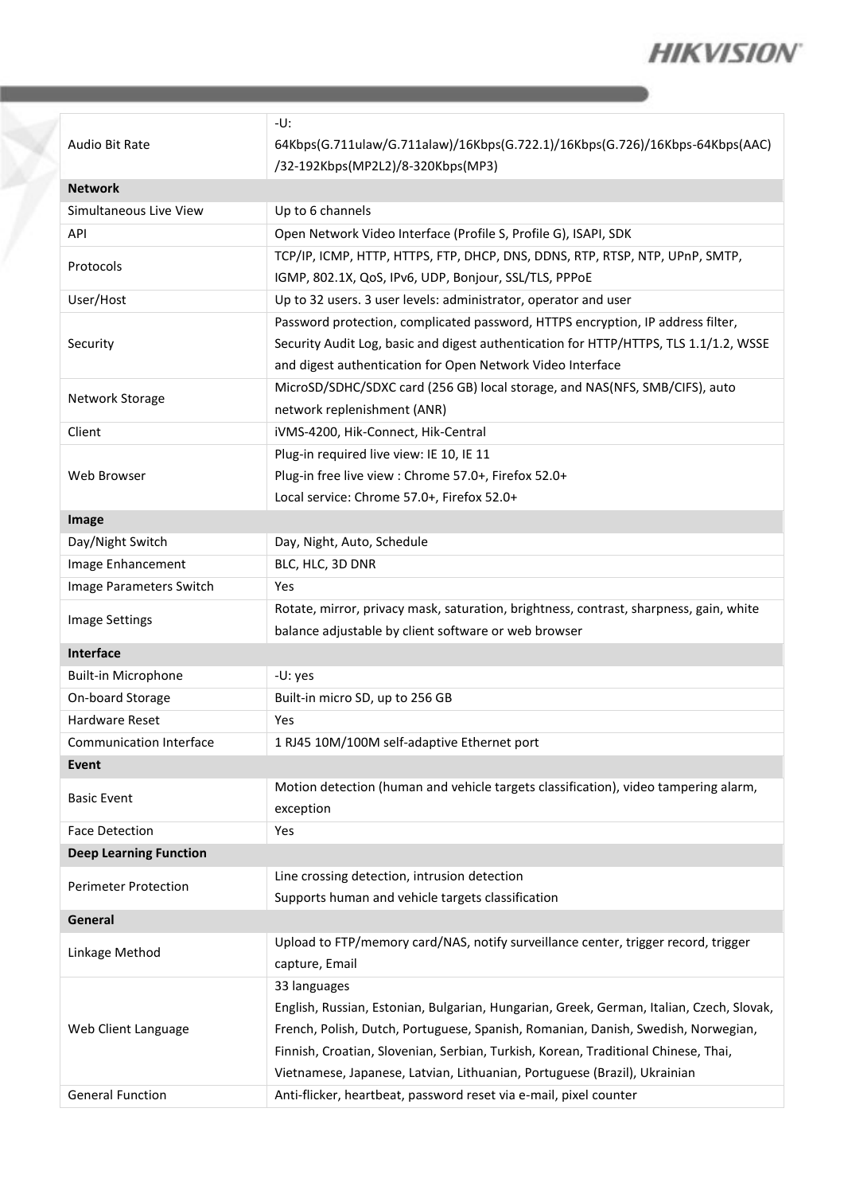| | |
|---|---|
| Audio Bit Rate | -U: 64Kbps(G.711ulaw/G.711alaw)/16Kbps(G.722.1)/16Kbps(G.726)/16Kbps-64Kbps(AAC)/32-192Kbps(MP2L2)/8-320Kbps(MP3) |
| **Network** | |
| Simultaneous Live View | Up to 6 channels |
| API | Open Network Video Interface (Profile S, Profile G), ISAPI, SDK |
| Protocols | TCP/IP, ICMP, HTTP, HTTPS, FTP, DHCP, DNS, DDNS, RTP, RTSP, NTP, UPnP, SMTP, IGMP, 802.1X, QoS, IPv6, UDP, Bonjour, SSL/TLS, PPPoE |
| User/Host | Up to 32 users. 3 user levels: administrator, operator and user |
| Security | Password protection, complicated password, HTTPS encryption, IP address filter, Security Audit Log, basic and digest authentication for HTTP/HTTPS, TLS 1.1/1.2, WSSE and digest authentication for Open Network Video Interface |
| Network Storage | MicroSD/SDHC/SDXC card (256 GB) local storage, and NAS(NFS, SMB/CIFS), auto network replenishment (ANR) |
| Client | iVMS-4200, Hik-Connect, Hik-Central |
| Web Browser | Plug-in required live view: IE 10, IE 11<br>Plug-in free live view : Chrome 57.0+, Firefox 52.0+<br>Local service: Chrome 57.0+, Firefox 52.0+ |
| **Image** | |
| Day/Night Switch | Day, Night, Auto, Schedule |
| Image Enhancement | BLC, HLC, 3D DNR |
| Image Parameters Switch | Yes |
| Image Settings | Rotate, mirror, privacy mask, saturation, brightness, contrast, sharpness, gain, white balance adjustable by client software or web browser |
| **Interface** | |
| Built-in Microphone | -U: yes |
| On-board Storage | Built-in micro SD, up to 256 GB |
| Hardware Reset | Yes |
| Communication Interface | 1 RJ45 10M/100M self-adaptive Ethernet port |
| **Event** | |
| Basic Event | Motion detection (human and vehicle targets classification), video tampering alarm, exception |
| Face Detection | Yes |
| **Deep Learning Function** | |
| Perimeter Protection | Line crossing detection, intrusion detection<br>Supports human and vehicle targets classification |
| **General** | |
| Linkage Method | Upload to FTP/memory card/NAS, notify surveillance center, trigger record, trigger capture, Email |
| Web Client Language | 33 languages<br>English, Russian, Estonian, Bulgarian, Hungarian, Greek, German, Italian, Czech, Slovak, French, Polish, Dutch, Portuguese, Spanish, Romanian, Danish, Swedish, Norwegian, Finnish, Croatian, Slovenian, Serbian, Turkish, Korean, Traditional Chinese, Thai, Vietnamese, Japanese, Latvian, Lithuanian, Portuguese (Brazil), Ukrainian |
| General Function | Anti-flicker, heartbeat, password reset via e-mail, pixel counter |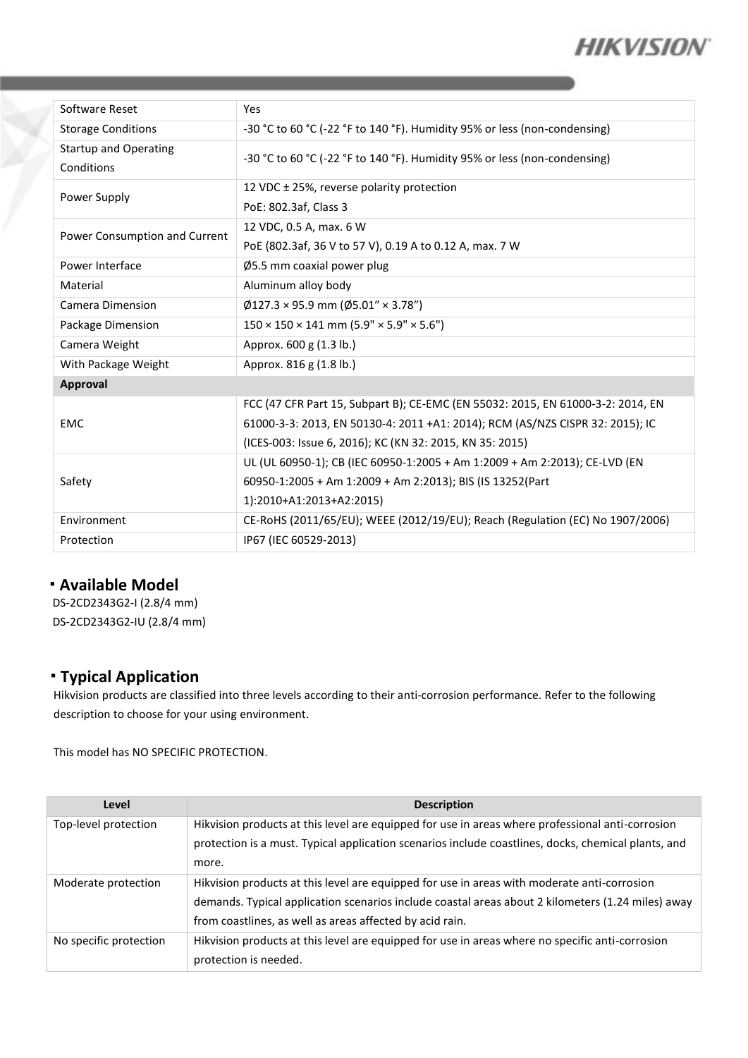| Software Reset | Yes |
|---|---|
| Storage Conditions | -30 °C to 60 °C (-22 °F to 140 °F). Humidity 95% or less (non-condensing) |
| Startup and Operating Conditions | -30 °C to 60 °C (-22 °F to 140 °F). Humidity 95% or less (non-condensing) |
| Power Supply | 12 VDC ± 25%, reverse polarity protection<br>PoE: 802.3af, Class 3 |
| Power Consumption and Current | 12 VDC, 0.5 A, max. 6 W<br>PoE (802.3af, 36 V to 57 V), 0.19 A to 0.12 A, max. 7 W |
| Power Interface | Ø5.5 mm coaxial power plug |
| Material | Aluminum alloy body |
| Camera Dimension | Ø127.3 × 95.9 mm (Ø5.01" × 3.78") |
| Package Dimension | 150 × 150 × 141 mm (5.9" × 5.9" × 5.6") |
| Camera Weight | Approx. 600 g (1.3 lb.) |
| With Package Weight | Approx. 816 g (1.8 lb.) |
| **Approval** | |
| EMC | FCC (47 CFR Part 15, Subpart B); CE-EMC (EN 55032: 2015, EN 61000-3-2: 2014, EN 61000-3-3: 2013, EN 50130-4: 2011 +A1: 2014); RCM (AS/NZS CISPR 32: 2015); IC (ICES-003: Issue 6, 2016); KC (KN 32: 2015, KN 35: 2015) |
| Safety | UL (UL 60950-1); CB (IEC 60950-1:2005 + Am 1:2009 + Am 2:2013); CE-LVD (EN 60950-1:2005 + Am 1:2009 + Am 2:2013); BIS (IS 13252(Part 1):2010+A1:2013+A2:2015) |
| Environment | CE-RoHS (2011/65/EU); WEEE (2012/19/EU); Reach (Regulation (EC) No 1907/2006) |
| Protection | IP67 (IEC 60529-2013) |

## Available Model

DS-2CD2343G2-I (2.8/4 mm)
DS-2CD2343G2-IU (2.8/4 mm)

## Typical Application

Hikvision products are classified into three levels according to their anti-corrosion performance. Refer to the following description to choose for your using environment.

This model has NO SPECIFIC PROTECTION.

| Level | Description |
|---|---|
| Top-level protection | Hikvision products at this level are equipped for use in areas where professional anti-corrosion protection is a must. Typical application scenarios include coastlines, docks, chemical plants, and more. |
| Moderate protection | Hikvision products at this level are equipped for use in areas with moderate anti-corrosion demands. Typical application scenarios include coastal areas about 2 kilometers (1.24 miles) away from coastlines, as well as areas affected by acid rain. |
| No specific protection | Hikvision products at this level are equipped for use in areas where no specific anti-corrosion protection is needed. |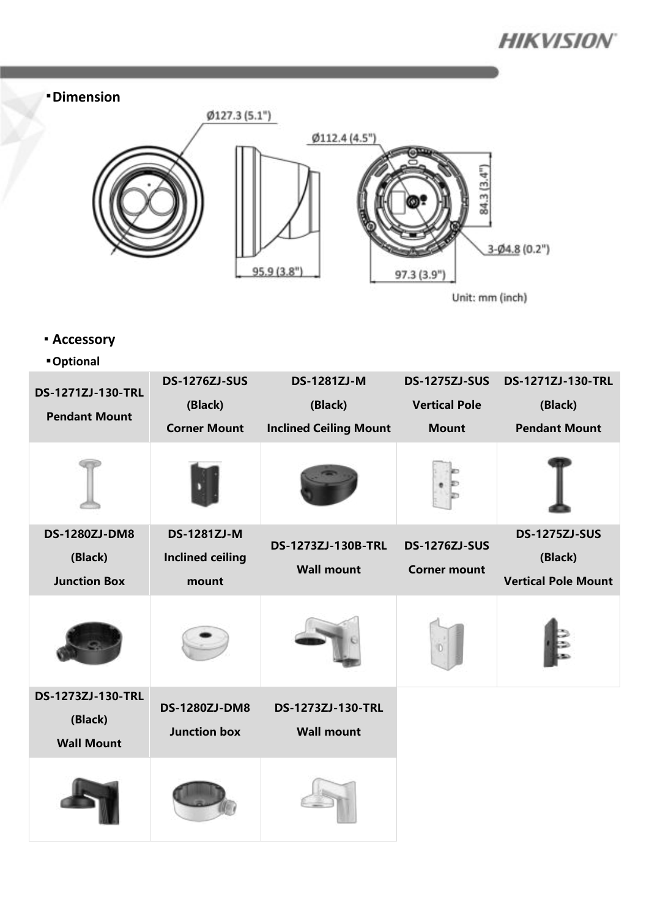## Dimension

Ø127.3 (5.1")

Ø112.4 (4.5")

84.3 (3.4")

3-Ø4.8 (0.2")

95.9 (3.8")

97.3 (3.9")

Unit: mm (inch)

## Accessory

### Optional

| DS-1271ZJ-130-TRL Pendant Mount | DS-1276ZJ-SUS (Black) Corner Mount | DS-1281ZJ-M (Black) Inclined Ceiling Mount | DS-1275ZJ-SUS Vertical Pole Mount | DS-1271ZJ-130-TRL (Black) Pendant Mount |
|---|---|---|---|---|
| | | | | |
| **DS-1280ZJ-DM8 (Black) Junction Box** | **DS-1281ZJ-M Inclined ceiling mount** | **DS-1273ZJ-130B-TRL Wall mount** | **DS-1276ZJ-SUS Corner mount** | **DS-1275ZJ-SUS (Black) Vertical Pole Mount** |
| | | | | |
| **DS-1273ZJ-130-TRL (Black) Wall Mount** | **DS-1280ZJ-DM8 Junction box** | **DS-1273ZJ-130-TRL Wall mount** | | |
| | | | | |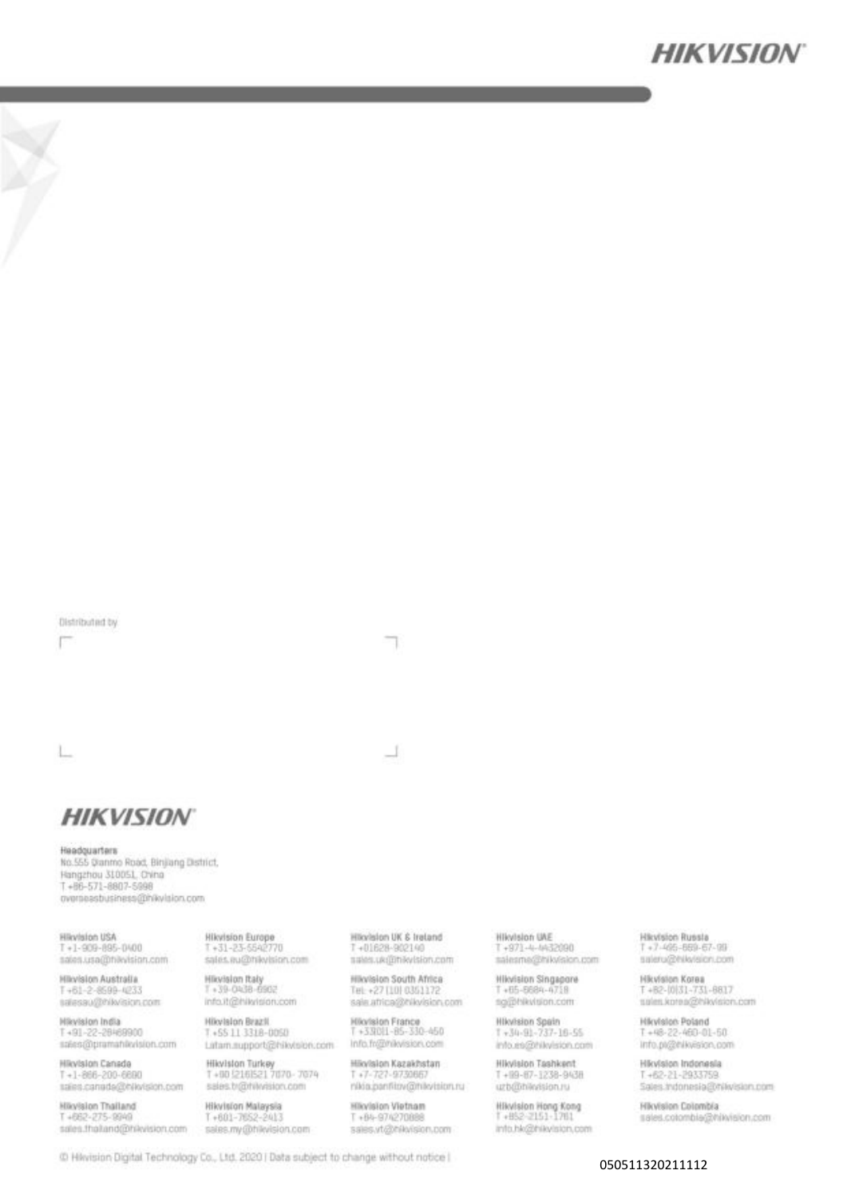HIKVISION

Distributed by

HIKVISION

**Headquarters**
No.555 Qianmo Road, Binjiang District,
Hangzhou 310051, China
T +86-571-8807-5998
overseasbusiness@hikvision.com

**Hikvision USA**
T +1-909-895-0400
sales.usa@hikvision.com

**Hikvision Australia**
T +61-2-8599-4233
salesau@hikvision.com

**Hikvision India**
T +91-22-28469900
sales@pramahikvision.com

**Hikvision Canada**
T +1-866-200-6690
sales.canada@hikvision.com

**Hikvision Thailand**
T +662-275-9949
sales.thailand@hikvision.com

**Hikvision Europe**
T +31-23-5542770
sales.eu@hikvision.com

**Hikvision Italy**
T +39-0438-6902
info.it@hikvision.com

**Hikvision Brazil**
T +55 11 3318-0050
Latam.support@hikvision.com

**Hikvision Turkey**
T +90 (216)521 7070- 7074
sales.tr@hikvision.com

**Hikvision Malaysia**
T +601-7652-2413
sales.my@hikvision.com

**Hikvision UK & Ireland**
T +01628-902140
sales.uk@hikvision.com

**Hikvision South Africa**
Tel: +27 (10) 0351172
sale.africa@hikvision.com

**Hikvision France**
T +33(0)1-85-330-450
info.fr@hikvision.com

**Hikvision Kazakhstan**
T +7-727-9730667
nikia.panfilov@hikvision.ru

**Hikvision Vietnam**
T +84-974270888
sales.vt@hikvision.com

**Hikvision UAE**
T +971-4-4432090
salesme@hikvision.com

**Hikvision Singapore**
T +65-6684-4718
sg@hikvision.com

**Hikvision Spain**
T +34-91-737-16-55
info.es@hikvision.com

**Hikvision Tashkent**
T +99-87-1238-9438
uzb@hikvision.ru

**Hikvision Hong Kong**
T +852-2151-1761
info.hk@hikvision.com

**Hikvision Russia**
T +7-495-669-67-99
saleru@hikvision.com

**Hikvision Korea**
T +82-(0)31-731-8817
sales.korea@hikvision.com

**Hikvision Poland**
T +48-22-460-01-50
info.pl@hikvision.com

**Hikvision Indonesia**
T +62-21-2933759
Sales.indonesia@hikvision.com

**Hikvision Colombia**
sales.colombia@hikvision.com

© Hikvision Digital Technology Co., Ltd. 2020 | Data subject to change without notice |

050511320211112